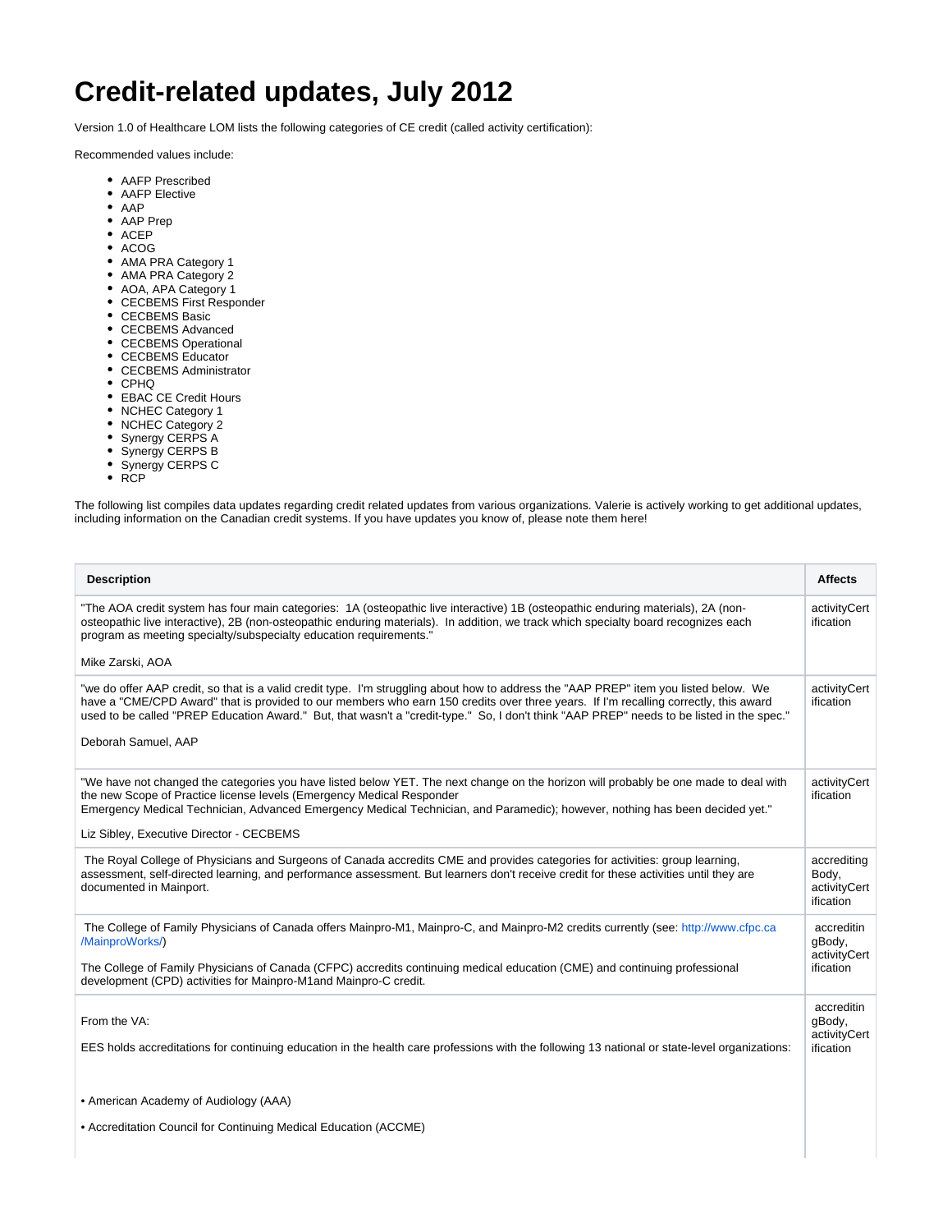# Credit-related updates, July 2012

Version 1.0 of Healthcare LOM lists the following categories of CE credit (called activity certification):

Recommended values include:

- AAFP Prescribed
- AAFP Elective
- AAP
- AAP Prep
- ACEP
- ACOG
- AMA PRA Category 1
- AMA PRA Category 2
- AOA, APA Category 1
- CECBEMS First Responder
- CECBEMS Basic
- CECBEMS Advanced
- CECBEMS Operational
- CECBEMS Educator
- CECBEMS Administrator
- CPHQ
- EBAC CE Credit Hours
- NCHEC Category 1
- NCHEC Category 2
- Synergy CERPS A
- Synergy CERPS B
- Synergy CERPS C
- RCP

The following list compiles data updates regarding credit related updates from various organizations. Valerie is actively working to get additional updates, including information on the Canadian credit systems. If you have updates you know of, please note them here!

| Description | Affects |
|---|---|
| "The AOA credit system has four main categories: 1A (osteopathic live interactive) 1B (osteopathic enduring materials), 2A (non-osteopathic live interactive), 2B (non-osteopathic enduring materials). In addition, we track which specialty board recognizes each program as meeting specialty/subspecialty education requirements."<br><br>Mike Zarski, AOA | activityCertification |
| "we do offer AAP credit, so that is a valid credit type. I'm struggling about how to address the "AAP PREP" item you listed below. We have a "CME/CPD Award" that is provided to our members who earn 150 credits over three years. If I'm recalling correctly, this award used to be called "PREP Education Award." But, that wasn't a "credit-type." So, I don't think "AAP PREP" needs to be listed in the spec."<br><br>Deborah Samuel, AAP | activityCertification |
| "We have not changed the categories you have listed below YET. The next change on the horizon will probably be one made to deal with the new Scope of Practice license levels (Emergency Medical Responder Emergency Medical Technician, Advanced Emergency Medical Technician, and Paramedic); however, nothing has been decided yet."<br><br>Liz Sibley, Executive Director - CECBEMS | activityCertification |
| The Royal College of Physicians and Surgeons of Canada accredits CME and provides categories for activities: group learning, assessment, self-directed learning, and performance assessment. But learners don't receive credit for these activities until they are documented in Mainport. | accreditingBody, activityCertification |
| The College of Family Physicians of Canada offers Mainpro-M1, Mainpro-C, and Mainpro-M2 credits currently (see: http://www.cfpc.ca/MainproWorks/)<br><br>The College of Family Physicians of Canada (CFPC) accredits continuing medical education (CME) and continuing professional development (CPD) activities for Mainpro-M1and Mainpro-C credit. | accreditingBody, activityCertification |
| From the VA:<br><br>EES holds accreditations for continuing education in the health care professions with the following 13 national or state-level organizations:<br><br>• American Academy of Audiology (AAA)<br><br>• Accreditation Council for Continuing Medical Education (ACCME) | accreditingBody, activityCertification |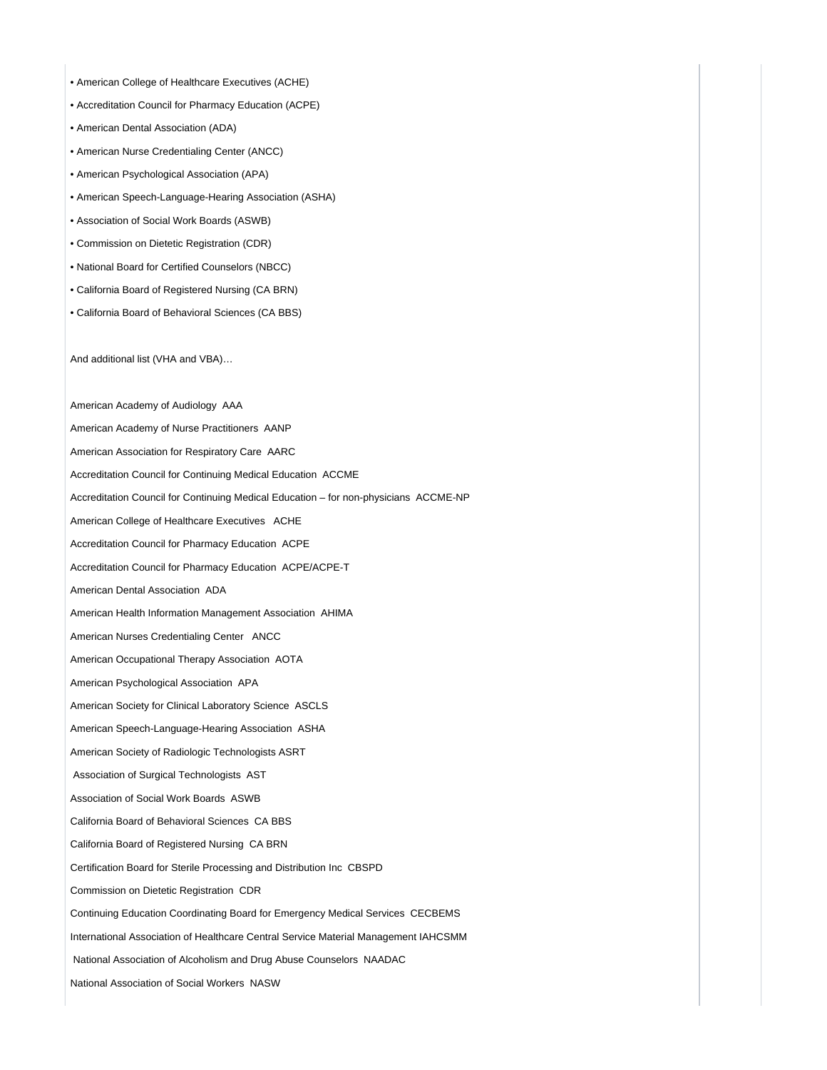- American College of Healthcare Executives (ACHE)
- Accreditation Council for Pharmacy Education (ACPE)
- American Dental Association (ADA)
- American Nurse Credentialing Center (ANCC)
- American Psychological Association (APA)
- American Speech-Language-Hearing Association (ASHA)
- Association of Social Work Boards (ASWB)
- Commission on Dietetic Registration (CDR)
- National Board for Certified Counselors (NBCC)
- California Board of Registered Nursing (CA BRN)
- California Board of Behavioral Sciences (CA BBS)

And additional list (VHA and VBA)…

American Academy of Audiology AAA

American Academy of Nurse Practitioners AANP

American Association for Respiratory Care AARC

Accreditation Council for Continuing Medical Education ACCME

Accreditation Council for Continuing Medical Education – for non-physicians ACCME-NP

American College of Healthcare Executives ACHE

Accreditation Council for Pharmacy Education ACPE

Accreditation Council for Pharmacy Education ACPE/ACPE-T

American Dental Association ADA

American Health Information Management Association AHIMA

American Nurses Credentialing Center ANCC

American Occupational Therapy Association AOTA

American Psychological Association APA

American Society for Clinical Laboratory Science ASCLS

American Speech-Language-Hearing Association ASHA

American Society of Radiologic Technologists ASRT

Association of Surgical Technologists AST

Association of Social Work Boards ASWB

California Board of Behavioral Sciences CA BBS

California Board of Registered Nursing CA BRN

Certification Board for Sterile Processing and Distribution Inc CBSPD

Commission on Dietetic Registration CDR

Continuing Education Coordinating Board for Emergency Medical Services CECBEMS

International Association of Healthcare Central Service Material Management IAHCSMM

National Association of Alcoholism and Drug Abuse Counselors NAADAC

National Association of Social Workers NASW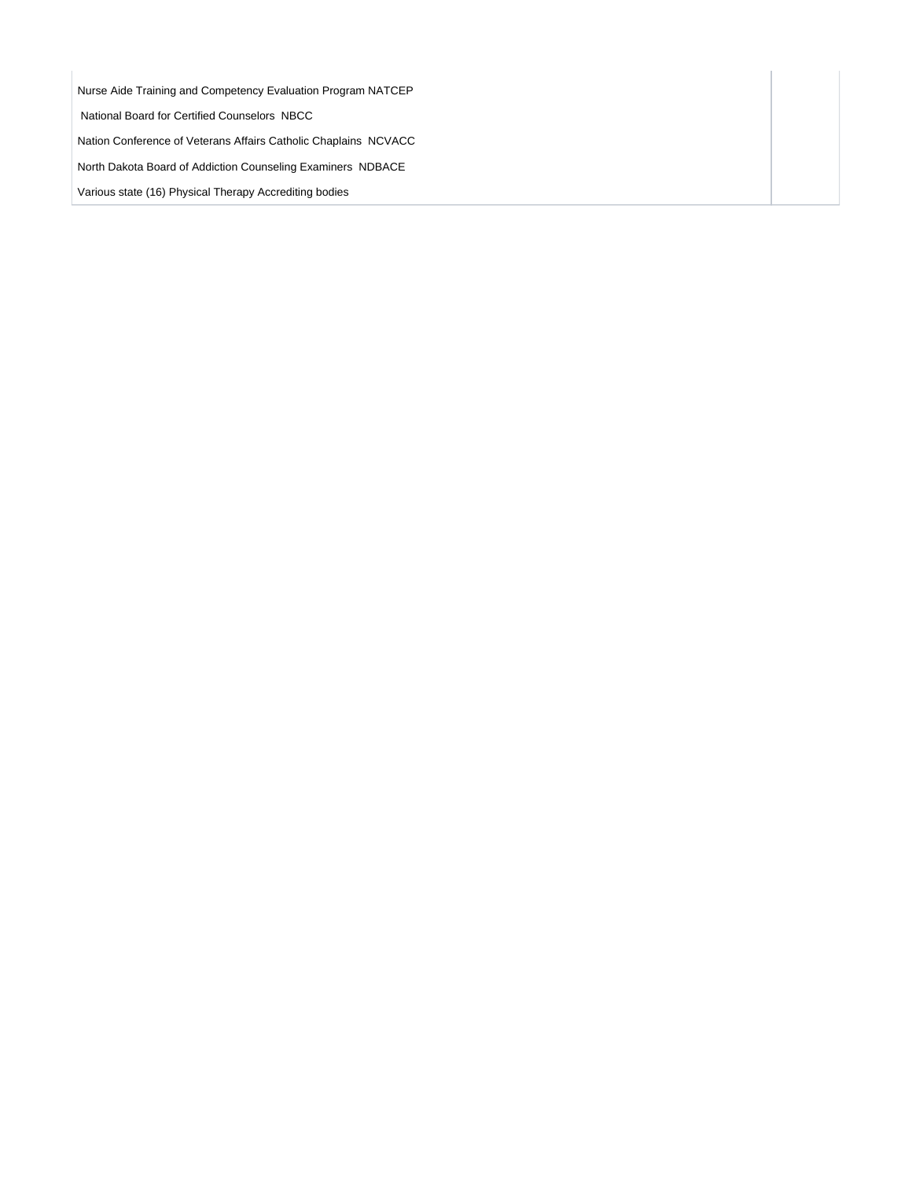| | |
|---|---|
| Nurse Aide Training and Competency Evaluation Program NATCEP<br><br>National Board for Certified Counselors NBCC<br><br>Nation Conference of Veterans Affairs Catholic Chaplains NCVACC<br><br>North Dakota Board of Addiction Counseling Examiners NDBACE<br><br>Various state (16) Physical Therapy Accrediting bodies | |